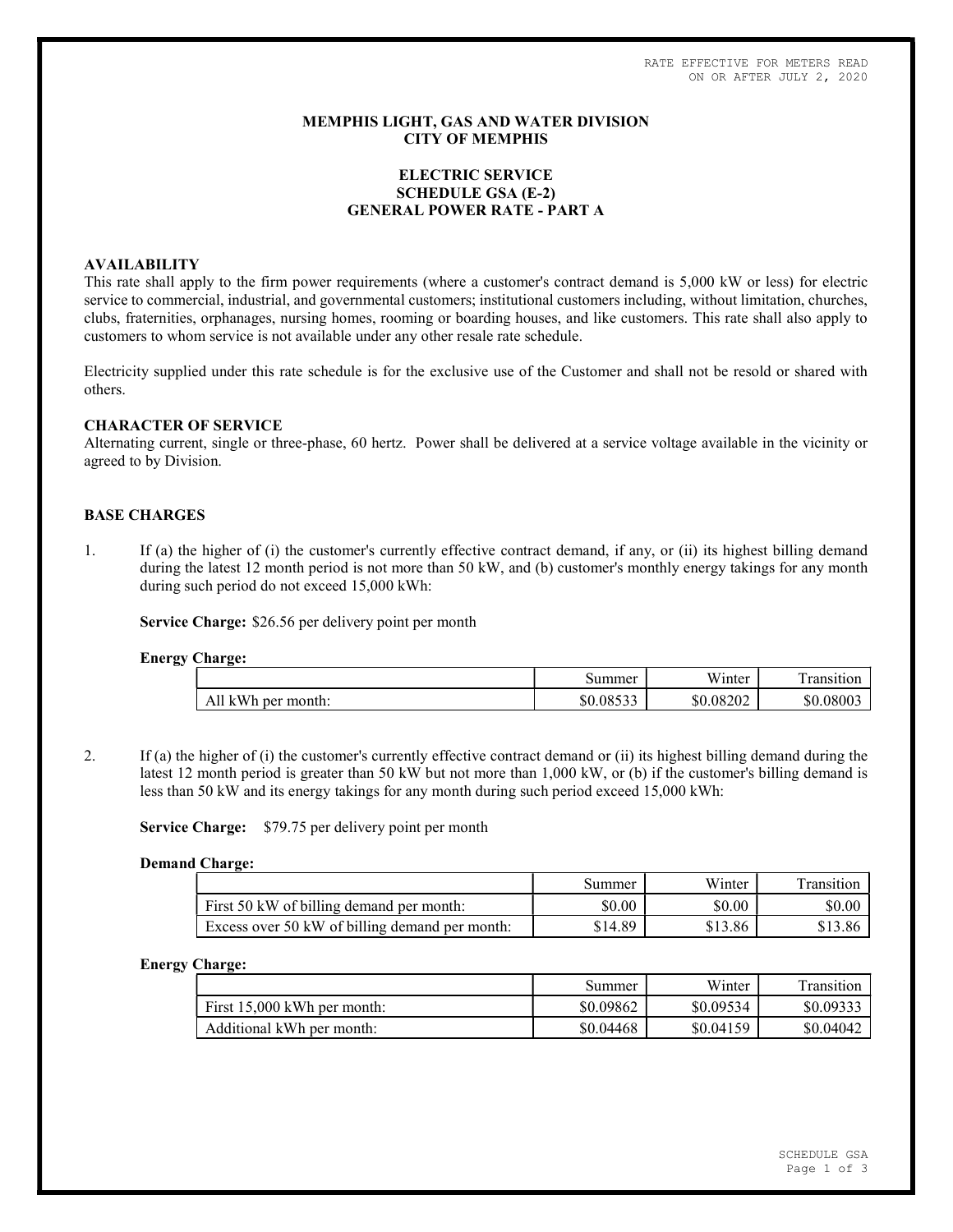RATE EFFECTIVE FOR METERS READ ON OR AFTER JULY 2, 2020

# MEMPHIS LIGHT, GAS AND WATER DIVISION
# CITY OF MEMPHIS

## ELECTRIC SERVICE
## SCHEDULE GSA (E-2)
## GENERAL POWER RATE - PART A

### AVAILABILITY

This rate shall apply to the firm power requirements (where a customer's contract demand is 5,000 kW or less) for electric service to commercial, industrial, and governmental customers; institutional customers including, without limitation, churches, clubs, fraternities, orphanages, nursing homes, rooming or boarding houses, and like customers. This rate shall also apply to customers to whom service is not available under any other resale rate schedule.

Electricity supplied under this rate schedule is for the exclusive use of the Customer and shall not be resold or shared with others.

### CHARACTER OF SERVICE

Alternating current, single or three-phase, 60 hertz. Power shall be delivered at a service voltage available in the vicinity or agreed to by Division.

### BASE CHARGES

1. If (a) the higher of (i) the customer's currently effective contract demand, if any, or (ii) its highest billing demand during the latest 12 month period is not more than 50 kW, and (b) customer's monthly energy takings for any month during such period do not exceed 15,000 kWh:

   **Service Charge:** $26.56 per delivery point per month

   **Energy Charge:**

   | | Summer | Winter | Transition |
   |---|---|---|---|
   | All kWh per month: | $0.08533 | $0.08202 | $0.08003 |

2. If (a) the higher of (i) the customer's currently effective contract demand or (ii) its highest billing demand during the latest 12 month period is greater than 50 kW but not more than 1,000 kW, or (b) if the customer's billing demand is less than 50 kW and its energy takings for any month during such period exceed 15,000 kWh:

   **Service Charge:** $79.75 per delivery point per month

   **Demand Charge:**

   | | Summer | Winter | Transition |
   |---|---|---|---|
   | First 50 kW of billing demand per month: | $0.00 | $0.00 | $0.00 |
   | Excess over 50 kW of billing demand per month: | $14.89 | $13.86 | $13.86 |

   **Energy Charge:**

   | | Summer | Winter | Transition |
   |---|---|---|---|
   | First 15,000 kWh per month: | $0.09862 | $0.09534 | $0.09333 |
   | Additional kWh per month: | $0.04468 | $0.04159 | $0.04042 |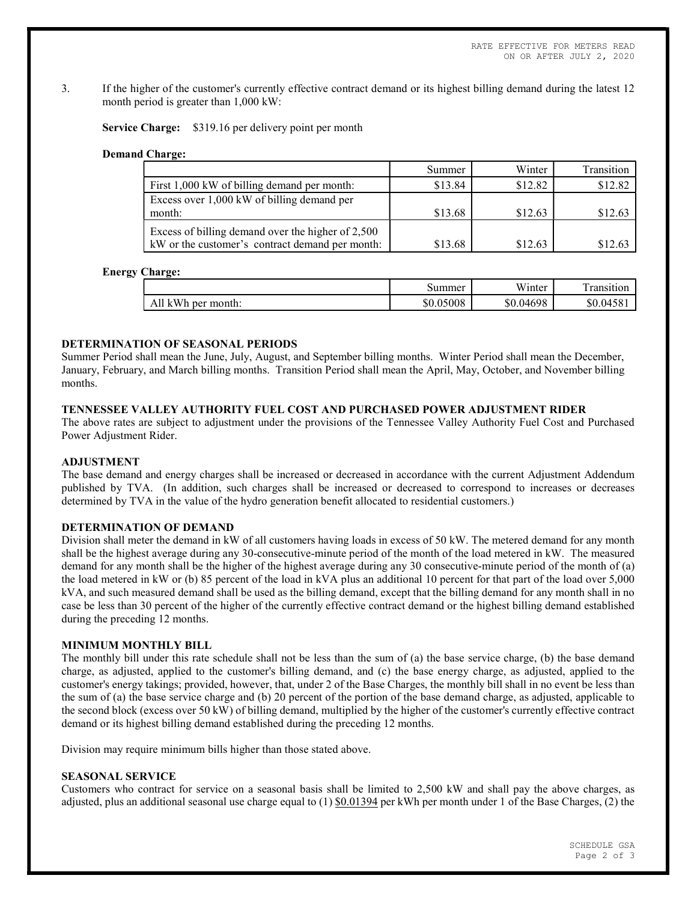RATE EFFECTIVE FOR METERS READ ON OR AFTER JULY 2, 2020

3. If the higher of the customer's currently effective contract demand or its highest billing demand during the latest 12 month period is greater than 1,000 kW:

**Service Charge:** $319.16 per delivery point per month

**Demand Charge:**

| | Summer | Winter | Transition |
|---|---|---|---|
| First 1,000 kW of billing demand per month: | $13.84 | $12.82 | $12.82 |
| Excess over 1,000 kW of billing demand per month: | $13.68 | $12.63 | $12.63 |
| Excess of billing demand over the higher of 2,500 kW or the customer's contract demand per month: | $13.68 | $12.63 | $12.63 |

**Energy Charge:**

| | Summer | Winter | Transition |
|---|---|---|---|
| All kWh per month: | $0.05008 | $0.04698 | $0.04581 |

### DETERMINATION OF SEASONAL PERIODS

Summer Period shall mean the June, July, August, and September billing months. Winter Period shall mean the December, January, February, and March billing months. Transition Period shall mean the April, May, October, and November billing months.

### TENNESSEE VALLEY AUTHORITY FUEL COST AND PURCHASED POWER ADJUSTMENT RIDER

The above rates are subject to adjustment under the provisions of the Tennessee Valley Authority Fuel Cost and Purchased Power Adjustment Rider.

### ADJUSTMENT

The base demand and energy charges shall be increased or decreased in accordance with the current Adjustment Addendum published by TVA. (In addition, such charges shall be increased or decreased to correspond to increases or decreases determined by TVA in the value of the hydro generation benefit allocated to residential customers.)

### DETERMINATION OF DEMAND

Division shall meter the demand in kW of all customers having loads in excess of 50 kW. The metered demand for any month shall be the highest average during any 30-consecutive-minute period of the month of the load metered in kW. The measured demand for any month shall be the higher of the highest average during any 30 consecutive-minute period of the month of (a) the load metered in kW or (b) 85 percent of the load in kVA plus an additional 10 percent for that part of the load over 5,000 kVA, and such measured demand shall be used as the billing demand, except that the billing demand for any month shall in no case be less than 30 percent of the higher of the currently effective contract demand or the highest billing demand established during the preceding 12 months.

### MINIMUM MONTHLY BILL

The monthly bill under this rate schedule shall not be less than the sum of (a) the base service charge, (b) the base demand charge, as adjusted, applied to the customer's billing demand, and (c) the base energy charge, as adjusted, applied to the customer's energy takings; provided, however, that, under 2 of the Base Charges, the monthly bill shall in no event be less than the sum of (a) the base service charge and (b) 20 percent of the portion of the base demand charge, as adjusted, applicable to the second block (excess over 50 kW) of billing demand, multiplied by the higher of the customer's currently effective contract demand or its highest billing demand established during the preceding 12 months.

Division may require minimum bills higher than those stated above.

### SEASONAL SERVICE

Customers who contract for service on a seasonal basis shall be limited to 2,500 kW and shall pay the above charges, as adjusted, plus an additional seasonal use charge equal to (1) $0.01394 per kWh per month under 1 of the Base Charges, (2) the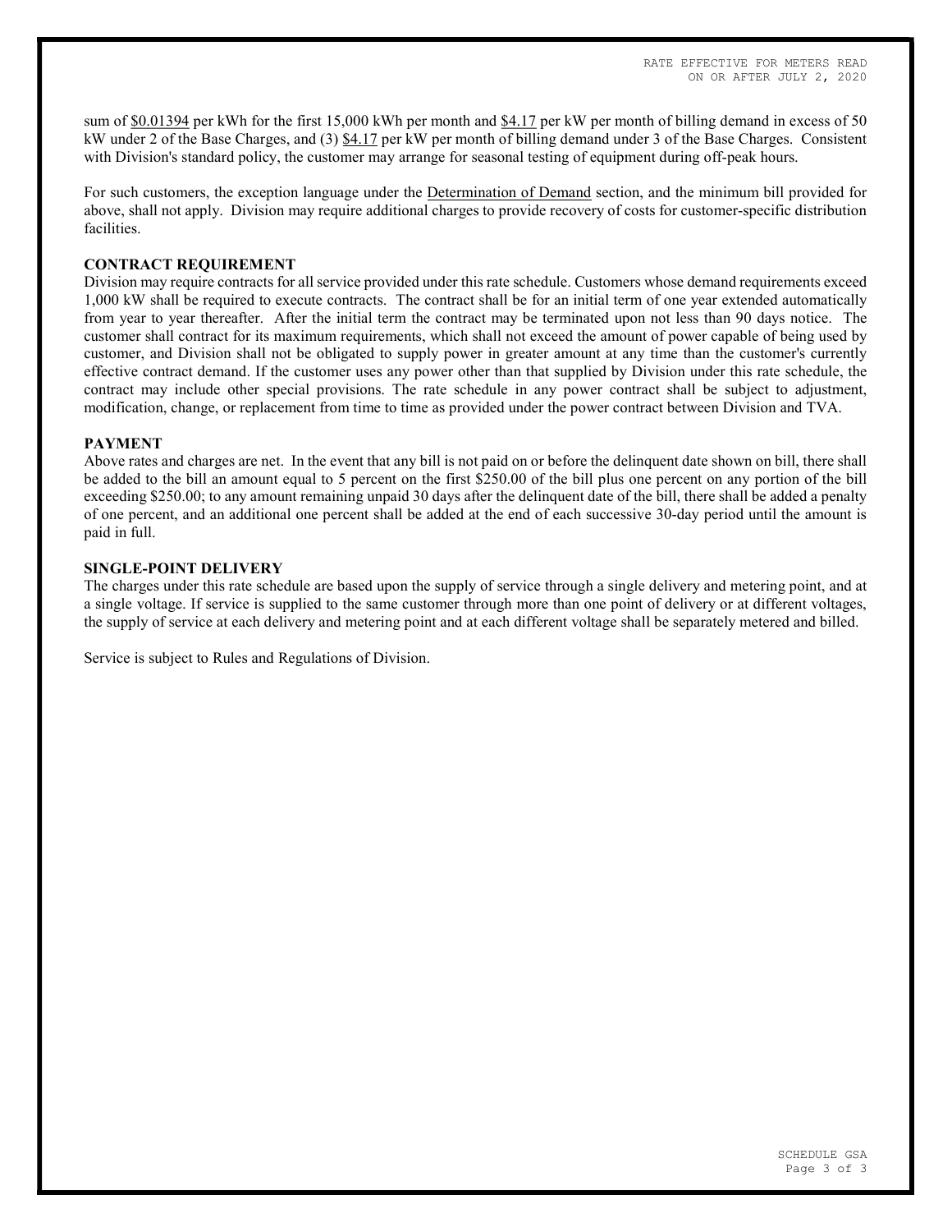sum of $0.01394 per kWh for the first 15,000 kWh per month and $4.17 per kW per month of billing demand in excess of 50 kW under 2 of the Base Charges, and (3) $4.17 per kW per month of billing demand under 3 of the Base Charges. Consistent with Division's standard policy, the customer may arrange for seasonal testing of equipment during off-peak hours.

For such customers, the exception language under the Determination of Demand section, and the minimum bill provided for above, shall not apply. Division may require additional charges to provide recovery of costs for customer-specific distribution facilities.

**CONTRACT REQUIREMENT**

Division may require contracts for all service provided under this rate schedule. Customers whose demand requirements exceed 1,000 kW shall be required to execute contracts. The contract shall be for an initial term of one year extended automatically from year to year thereafter. After the initial term the contract may be terminated upon not less than 90 days notice. The customer shall contract for its maximum requirements, which shall not exceed the amount of power capable of being used by customer, and Division shall not be obligated to supply power in greater amount at any time than the customer's currently effective contract demand. If the customer uses any power other than that supplied by Division under this rate schedule, the contract may include other special provisions. The rate schedule in any power contract shall be subject to adjustment, modification, change, or replacement from time to time as provided under the power contract between Division and TVA.

**PAYMENT**

Above rates and charges are net. In the event that any bill is not paid on or before the delinquent date shown on bill, there shall be added to the bill an amount equal to 5 percent on the first $250.00 of the bill plus one percent on any portion of the bill exceeding $250.00; to any amount remaining unpaid 30 days after the delinquent date of the bill, there shall be added a penalty of one percent, and an additional one percent shall be added at the end of each successive 30-day period until the amount is paid in full.

**SINGLE-POINT DELIVERY**

The charges under this rate schedule are based upon the supply of service through a single delivery and metering point, and at a single voltage. If service is supplied to the same customer through more than one point of delivery or at different voltages, the supply of service at each delivery and metering point and at each different voltage shall be separately metered and billed.

Service is subject to Rules and Regulations of Division.